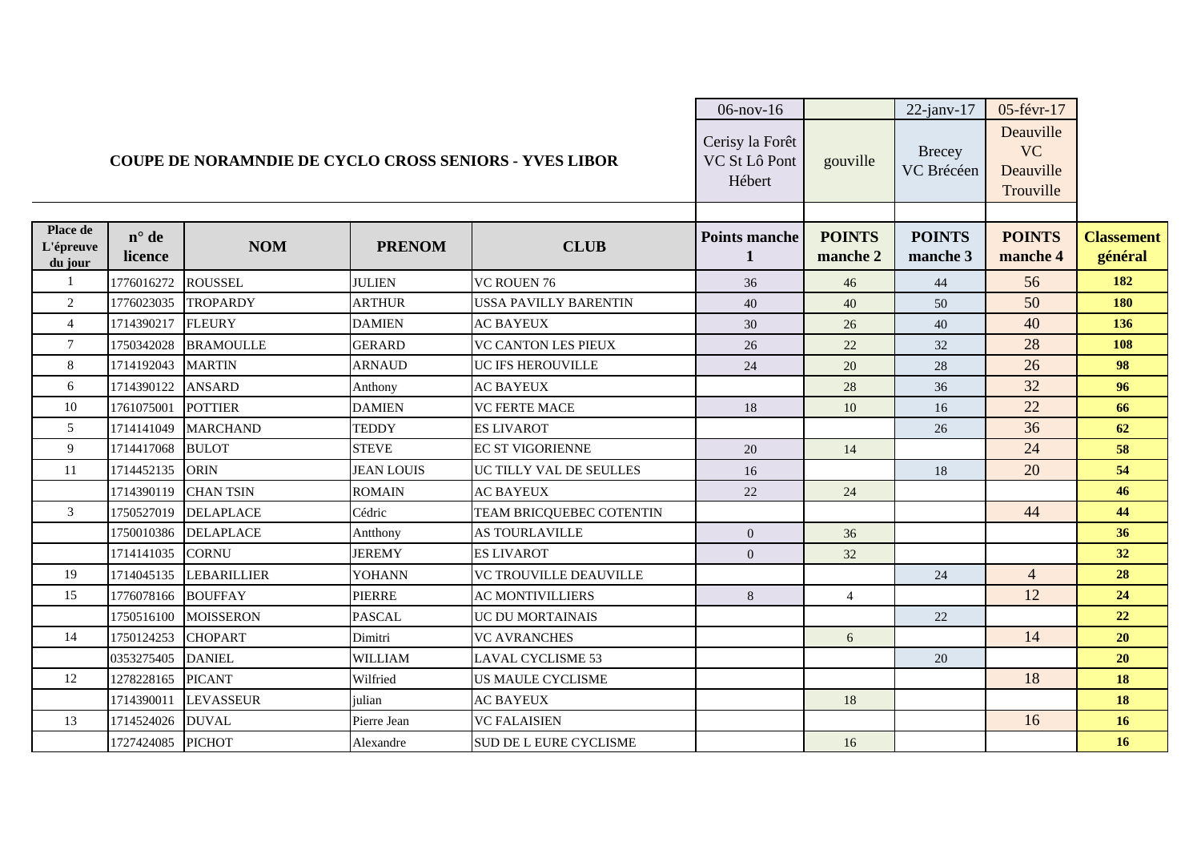# COUPE DE NORAMNDIE DE CYCLO CROSS SENIORS - YVES LIBOR

| | | | | | 06-nov-16 | | 22-janv-17 | 05-févr-17 | |
|---|---|---|---|---|---|---|---|---|---|
| | | | | | Cerisy la Forêt VC St Lô Pont Hébert | gouville | Brecey VC Brécéen | Deauville VC Deauville Trouville | |
| **Place de L'épreuve du jour** | **n° de licence** | **NOM** | **PRENOM** | **CLUB** | **Points manche 1** | **POINTS manche 2** | **POINTS manche 3** | **POINTS manche 4** | **Classement général** |
| 1 | 1776016272 | ROUSSEL | JULIEN | VC ROUEN 76 | 36 | 46 | 44 | 56 | **182** |
| 2 | 1776023035 | TROPARDY | ARTHUR | USSA PAVILLY BARENTIN | 40 | 40 | 50 | 50 | **180** |
| 4 | 1714390217 | FLEURY | DAMIEN | AC BAYEUX | 30 | 26 | 40 | 40 | **136** |
| 7 | 1750342028 | BRAMOULLE | GERARD | VC CANTON LES PIEUX | 26 | 22 | 32 | 28 | **108** |
| 8 | 1714192043 | MARTIN | ARNAUD | UC IFS HEROUVILLE | 24 | 20 | 28 | 26 | **98** |
| 6 | 1714390122 | ANSARD | Anthony | AC BAYEUX | | 28 | 36 | 32 | **96** |
| 10 | 1761075001 | POTTIER | DAMIEN | VC FERTE MACE | 18 | 10 | 16 | 22 | **66** |
| 5 | 1714141049 | MARCHAND | TEDDY | ES LIVAROT | | | 26 | 36 | **62** |
| 9 | 1714417068 | BULOT | STEVE | EC ST VIGORIENNE | 20 | 14 | | 24 | **58** |
| 11 | 1714452135 | ORIN | JEAN LOUIS | UC TILLY VAL DE SEULLES | 16 | | 18 | 20 | **54** |
| | 1714390119 | CHAN TSIN | ROMAIN | AC BAYEUX | 22 | 24 | | | **46** |
| 3 | 1750527019 | DELAPLACE | Cédric | TEAM BRICQUEBEC COTENTIN | | | | 44 | **44** |
| | 1750010386 | DELAPLACE | Antthony | AS TOURLAVILLE | 0 | 36 | | | **36** |
| | 1714141035 | CORNU | JEREMY | ES LIVAROT | 0 | 32 | | | **32** |
| 19 | 1714045135 | LEBARILLIER | YOHANN | VC TROUVILLE DEAUVILLE | | | 24 | 4 | **28** |
| 15 | 1776078166 | BOUFFAY | PIERRE | AC MONTIVILLIERS | 8 | 4 | | 12 | **24** |
| | 1750516100 | MOISSERON | PASCAL | UC DU MORTAINAIS | | | 22 | | **22** |
| 14 | 1750124253 | CHOPART | Dimitri | VC AVRANCHES | | 6 | | 14 | **20** |
| | 0353275405 | DANIEL | WILLIAM | LAVAL CYCLISME 53 | | | 20 | | **20** |
| 12 | 1278228165 | PICANT | Wilfried | US MAULE CYCLISME | | | | 18 | **18** |
| | 1714390011 | LEVASSEUR | julian | AC BAYEUX | | 18 | | | **18** |
| 13 | 1714524026 | DUVAL | Pierre Jean | VC FALAISIEN | | | | 16 | **16** |
| | 1727424085 | PICHOT | Alexandre | SUD DE L EURE CYCLISME | | 16 | | | **16** |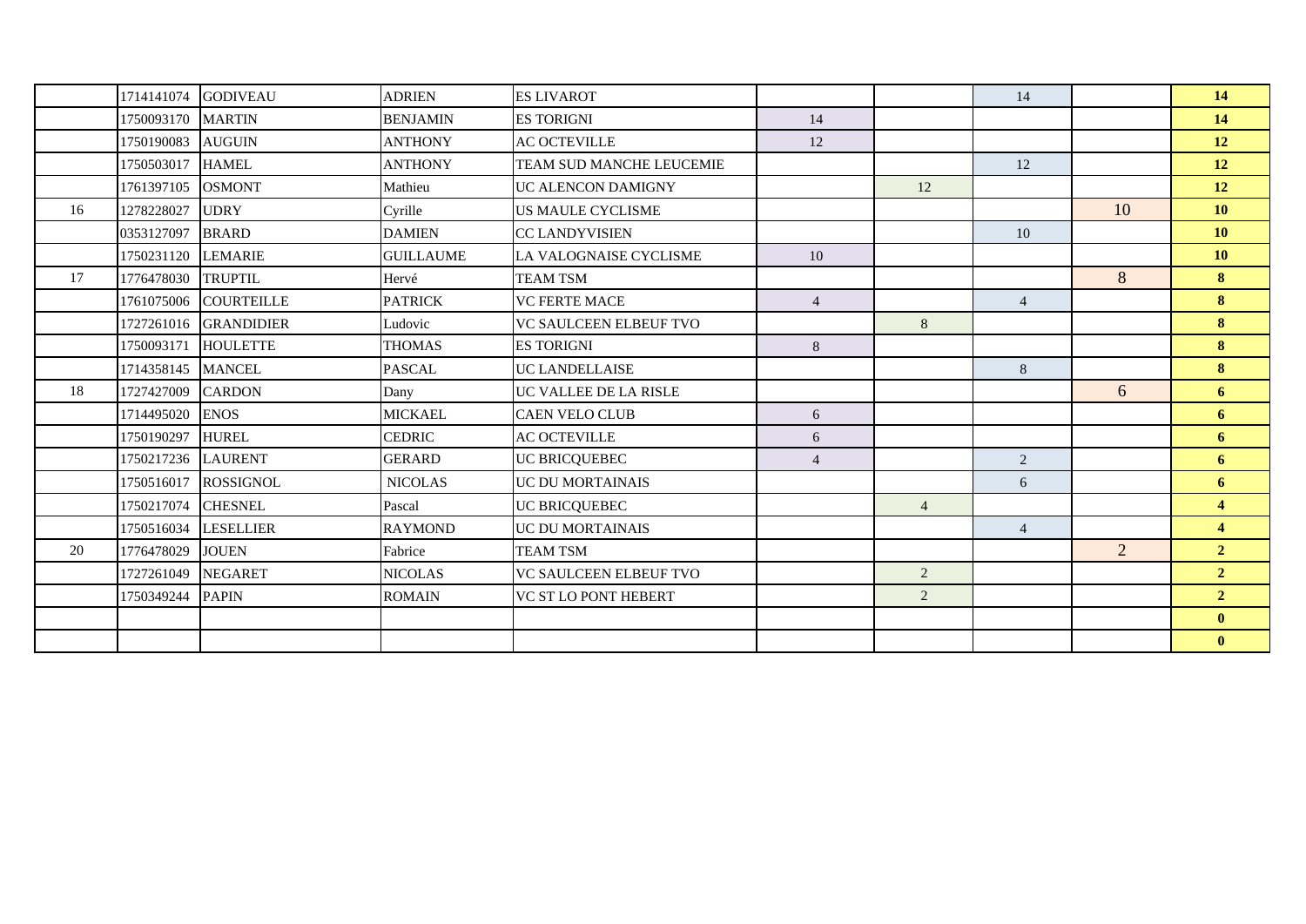| | | | | | | | | | |
|---|---|---|---|---|---|---|---|---|---|
| | 1714141074 | GODIVEAU | ADRIEN | ES LIVAROT | | | 14 | | **14** |
| | 1750093170 | MARTIN | BENJAMIN | ES TORIGNI | 14 | | | | **14** |
| | 1750190083 | AUGUIN | ANTHONY | AC OCTEVILLE | 12 | | | | **12** |
| | 1750503017 | HAMEL | ANTHONY | TEAM SUD MANCHE LEUCEMIE | | | 12 | | **12** |
| | 1761397105 | OSMONT | Mathieu | UC ALENCON DAMIGNY | | 12 | | | **12** |
| 16 | 1278228027 | UDRY | Cyrille | US MAULE CYCLISME | | | | 10 | **10** |
| | 0353127097 | BRARD | DAMIEN | CC LANDYVISIEN | | | 10 | | **10** |
| | 1750231120 | LEMARIE | GUILLAUME | LA VALOGNAISE CYCLISME | 10 | | | | **10** |
| 17 | 1776478030 | TRUPTIL | Hervé | TEAM TSM | | | | 8 | **8** |
| | 1761075006 | COURTEILLE | PATRICK | VC FERTE MACE | 4 | | 4 | | **8** |
| | 1727261016 | GRANDIDIER | Ludovic | VC SAULCEEN ELBEUF TVO | | 8 | | | **8** |
| | 1750093171 | HOULETTE | THOMAS | ES TORIGNI | 8 | | | | **8** |
| | 1714358145 | MANCEL | PASCAL | UC LANDELLAISE | | | 8 | | **8** |
| 18 | 1727427009 | CARDON | Dany | UC VALLEE DE LA RISLE | | | | 6 | **6** |
| | 1714495020 | ENOS | MICKAEL | CAEN VELO CLUB | 6 | | | | **6** |
| | 1750190297 | HUREL | CEDRIC | AC OCTEVILLE | 6 | | | | **6** |
| | 1750217236 | LAURENT | GERARD | UC BRICQUEBEC | 4 | | 2 | | **6** |
| | 1750516017 | ROSSIGNOL | NICOLAS | UC DU MORTAINAIS | | | 6 | | **6** |
| | 1750217074 | CHESNEL | Pascal | UC BRICQUEBEC | | 4 | | | **4** |
| | 1750516034 | LESELLIER | RAYMOND | UC DU MORTAINAIS | | | 4 | | **4** |
| 20 | 1776478029 | JOUEN | Fabrice | TEAM TSM | | | | 2 | **2** |
| | 1727261049 | NEGARET | NICOLAS | VC SAULCEEN ELBEUF TVO | | 2 | | | **2** |
| | 1750349244 | PAPIN | ROMAIN | VC ST LO PONT HEBERT | | 2 | | | **2** |
| | | | | | | | | | **0** |
| | | | | | | | | | **0** |